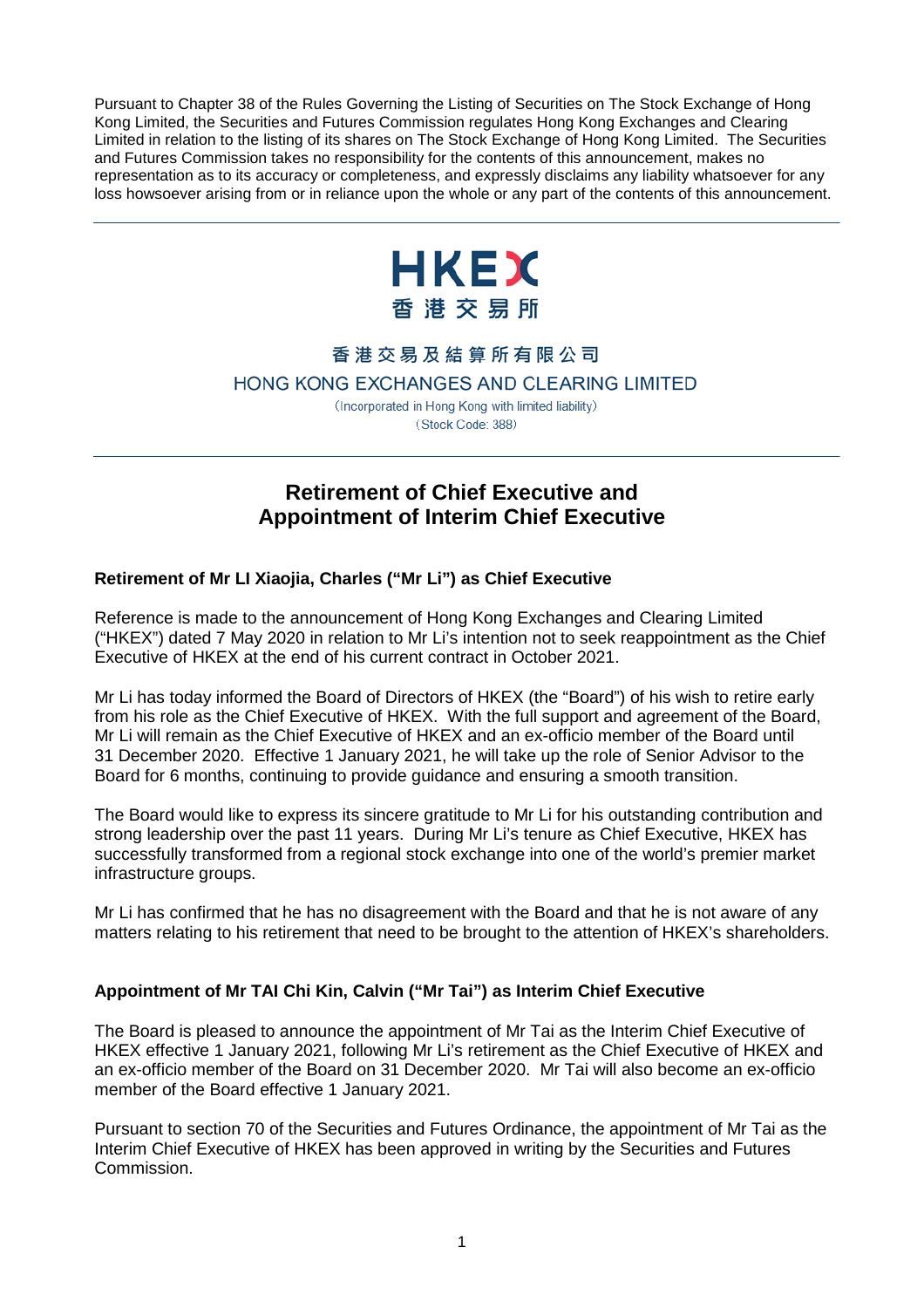Pursuant to Chapter 38 of the Rules Governing the Listing of Securities on The Stock Exchange of Hong Kong Limited, the Securities and Futures Commission regulates Hong Kong Exchanges and Clearing Limited in relation to the listing of its shares on The Stock Exchange of Hong Kong Limited. The Securities and Futures Commission takes no responsibility for the contents of this announcement, makes no representation as to its accuracy or completeness, and expressly disclaims any liability whatsoever for any loss howsoever arising from or in reliance upon the whole or any part of the contents of this announcement.

---

HKEX
香港交易所

香港交易及結算所有限公司
HONG KONG EXCHANGES AND CLEARING LIMITED
(Incorporated in Hong Kong with limited liability)
(Stock Code: 388)

---

# Retirement of Chief Executive and Appointment of Interim Chief Executive

**Retirement of Mr LI Xiaojia, Charles ("Mr Li") as Chief Executive**

Reference is made to the announcement of Hong Kong Exchanges and Clearing Limited ("HKEX") dated 7 May 2020 in relation to Mr Li's intention not to seek reappointment as the Chief Executive of HKEX at the end of his current contract in October 2021.

Mr Li has today informed the Board of Directors of HKEX (the "Board") of his wish to retire early from his role as the Chief Executive of HKEX. With the full support and agreement of the Board, Mr Li will remain as the Chief Executive of HKEX and an ex-officio member of the Board until 31 December 2020. Effective 1 January 2021, he will take up the role of Senior Advisor to the Board for 6 months, continuing to provide guidance and ensuring a smooth transition.

The Board would like to express its sincere gratitude to Mr Li for his outstanding contribution and strong leadership over the past 11 years. During Mr Li's tenure as Chief Executive, HKEX has successfully transformed from a regional stock exchange into one of the world's premier market infrastructure groups.

Mr Li has confirmed that he has no disagreement with the Board and that he is not aware of any matters relating to his retirement that need to be brought to the attention of HKEX's shareholders.

**Appointment of Mr TAI Chi Kin, Calvin ("Mr Tai") as Interim Chief Executive**

The Board is pleased to announce the appointment of Mr Tai as the Interim Chief Executive of HKEX effective 1 January 2021, following Mr Li's retirement as the Chief Executive of HKEX and an ex-officio member of the Board on 31 December 2020. Mr Tai will also become an ex-officio member of the Board effective 1 January 2021.

Pursuant to section 70 of the Securities and Futures Ordinance, the appointment of Mr Tai as the Interim Chief Executive of HKEX has been approved in writing by the Securities and Futures Commission.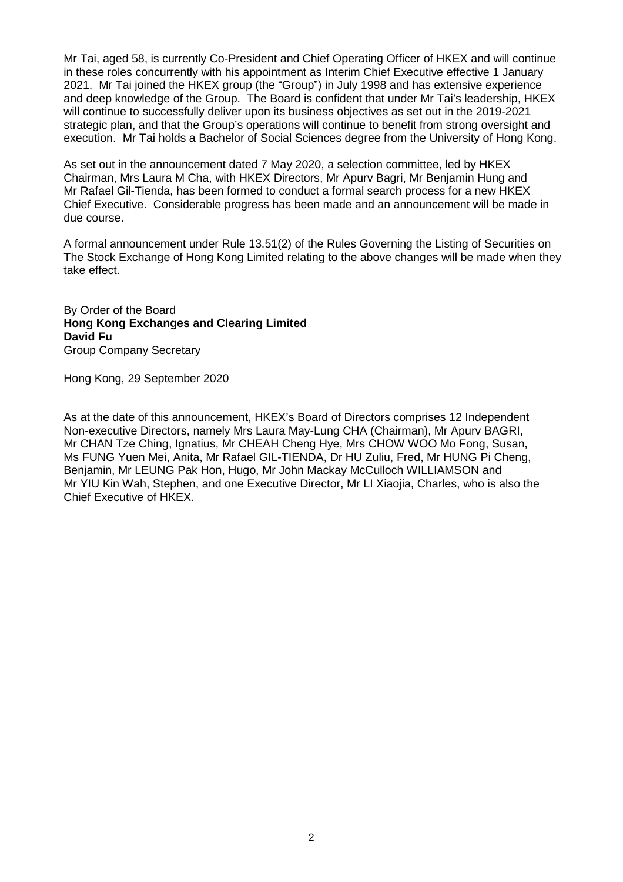Mr Tai, aged 58, is currently Co-President and Chief Operating Officer of HKEX and will continue in these roles concurrently with his appointment as Interim Chief Executive effective 1 January 2021. Mr Tai joined the HKEX group (the "Group") in July 1998 and has extensive experience and deep knowledge of the Group. The Board is confident that under Mr Tai's leadership, HKEX will continue to successfully deliver upon its business objectives as set out in the 2019-2021 strategic plan, and that the Group's operations will continue to benefit from strong oversight and execution. Mr Tai holds a Bachelor of Social Sciences degree from the University of Hong Kong.

As set out in the announcement dated 7 May 2020, a selection committee, led by HKEX Chairman, Mrs Laura M Cha, with HKEX Directors, Mr Apurv Bagri, Mr Benjamin Hung and Mr Rafael Gil-Tienda, has been formed to conduct a formal search process for a new HKEX Chief Executive. Considerable progress has been made and an announcement will be made in due course.

A formal announcement under Rule 13.51(2) of the Rules Governing the Listing of Securities on The Stock Exchange of Hong Kong Limited relating to the above changes will be made when they take effect.

By Order of the Board
**Hong Kong Exchanges and Clearing Limited**
**David Fu**
Group Company Secretary

Hong Kong, 29 September 2020

As at the date of this announcement, HKEX's Board of Directors comprises 12 Independent Non-executive Directors, namely Mrs Laura May-Lung CHA (Chairman), Mr Apurv BAGRI, Mr CHAN Tze Ching, Ignatius, Mr CHEAH Cheng Hye, Mrs CHOW WOO Mo Fong, Susan, Ms FUNG Yuen Mei, Anita, Mr Rafael GIL-TIENDA, Dr HU Zuliu, Fred, Mr HUNG Pi Cheng, Benjamin, Mr LEUNG Pak Hon, Hugo, Mr John Mackay McCulloch WILLIAMSON and Mr YIU Kin Wah, Stephen, and one Executive Director, Mr LI Xiaojia, Charles, who is also the Chief Executive of HKEX.